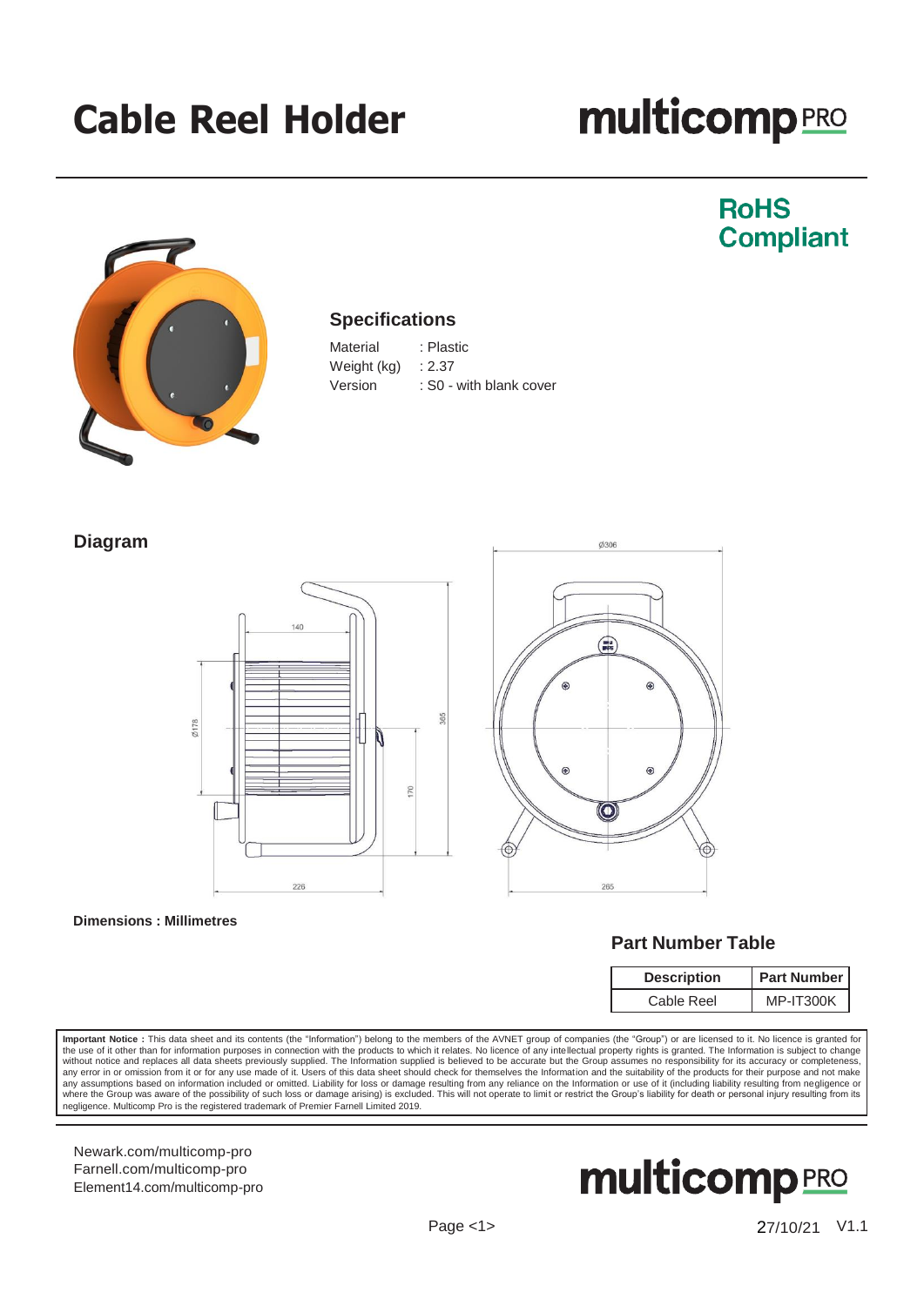# Cable Reel Holder

multicomp PRO

RoHS Compliant

## Specifications

| | |
|---|---|
| Material | : Plastic |
| Weight (kg) | : 2.37 |
| Version | : S0 - with blank cover |

## Diagram

Dimensions : Millimetres

## Part Number Table

| Description | Part Number |
|---|---|
| Cable Reel | MP-IT300K |

**Important Notice :** This data sheet and its contents (the "Information") belong to the members of the AVNET group of companies (the "Group") or are licensed to it. No licence is granted for the use of it other than for information purposes in connection with the products to which it relates. No licence of any intellectual property rights is granted. The Information is subject to change without notice and replaces all data sheets previously supplied. The Information supplied is believed to be accurate but the Group assumes no responsibility for its accuracy or completeness, any error in or omission from it or for any use made of it. Users of this data sheet should check for themselves the Information and the suitability of the products for their purpose and not make any assumptions based on information included or omitted. Liability for loss or damage resulting from any reliance on the Information or use of it (including liability resulting from negligence or where the Group was aware of the possibility of such loss or damage arising) is excluded. This will not operate to limit or restrict the Group's liability for death or personal injury resulting from its negligence. Multicomp Pro is the registered trademark of Premier Farnell Limited 2019.

Newark.com/multicomp-pro
Farnell.com/multicomp-pro
Element14.com/multicomp-pro

27/10/21 V1.1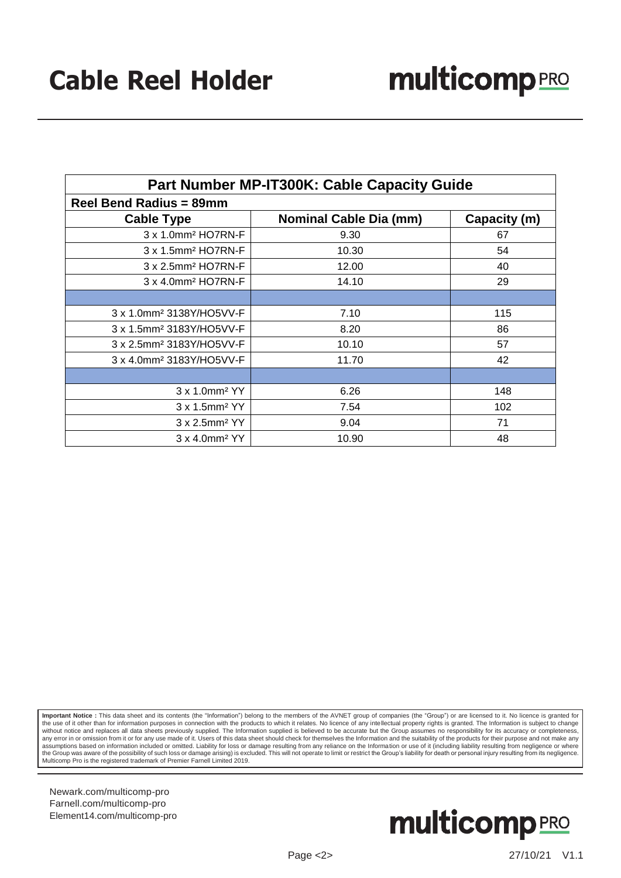# Cable Reel Holder

| Part Number MP-IT300K: Cable Capacity Guide | | |
|---|---|---|
| **Reel Bend Radius = 89mm** | | |
| **Cable Type** | **Nominal Cable Dia (mm)** | **Capacity (m)** |
| 3 x 1.0mm² HO7RN-F | 9.30 | 67 |
| 3 x 1.5mm² HO7RN-F | 10.30 | 54 |
| 3 x 2.5mm² HO7RN-F | 12.00 | 40 |
| 3 x 4.0mm² HO7RN-F | 14.10 | 29 |
| | | |
| 3 x 1.0mm² 3138Y/HO5VV-F | 7.10 | 115 |
| 3 x 1.5mm² 3183Y/HO5VV-F | 8.20 | 86 |
| 3 x 2.5mm² 3183Y/HO5VV-F | 10.10 | 57 |
| 3 x 4.0mm² 3183Y/HO5VV-F | 11.70 | 42 |
| | | |
| 3 x 1.0mm² YY | 6.26 | 148 |
| 3 x 1.5mm² YY | 7.54 | 102 |
| 3 x 2.5mm² YY | 9.04 | 71 |
| 3 x 4.0mm² YY | 10.90 | 48 |

**Important Notice :** This data sheet and its contents (the "Information") belong to the members of the AVNET group of companies (the "Group") or are licensed to it. No licence is granted for the use of it other than for information purposes in connection with the products to which it relates. No licence of any intellectual property rights is granted. The Information is subject to change without notice and replaces all data sheets previously supplied. The Information supplied is believed to be accurate but the Group assumes no responsibility for its accuracy or completeness, any error in or omission from it or for any use made of it. Users of this data sheet should check for themselves the Information and the suitability of the products for their purpose and not make any assumptions based on information included or omitted. Liability for loss or damage resulting from any reliance on the Information or use of it (including liability resulting from negligence or where the Group was aware of the possibility of such loss or damage arising) is excluded. This will not operate to limit or restrict the Group's liability for death or personal injury resulting from its negligence. Multicomp Pro is the registered trademark of Premier Farnell Limited 2019.

Newark.com/multicomp-pro
Farnell.com/multicomp-pro
Element14.com/multicomp-pro

27/10/21 V1.1